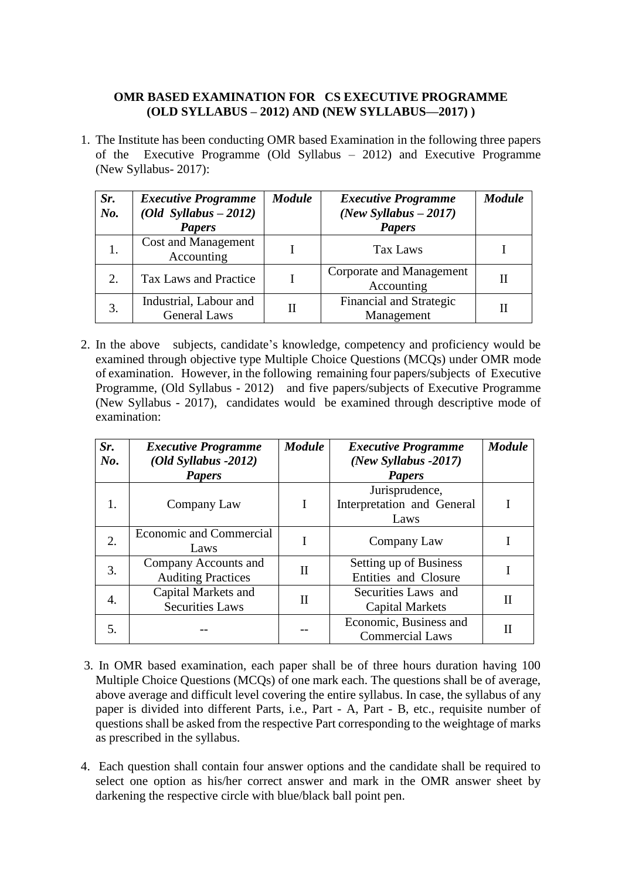**OMR BASED EXAMINATION FOR CS EXECUTIVE PROGRAMME (OLD SYLLABUS – 2012) AND (NEW SYLLABUS—2017) )**

1. The Institute has been conducting OMR based Examination in the following three papers of the Executive Programme (Old Syllabus – 2012) and Executive Programme (New Syllabus- 2017):

| ***Sr. No.*** | ***Executive Programme (Old Syllabus – 2012) Papers*** | ***Module*** | ***Executive Programme (New Syllabus – 2017) Papers*** | ***Module*** |
|---|---|---|---|---|
| 1. | Cost and Management Accounting | I | Tax Laws | I |
| 2. | Tax Laws and Practice | I | Corporate and Management Accounting | II |
| 3. | Industrial, Labour and General Laws | II | Financial and Strategic Management | II |

2. In the above subjects, candidate's knowledge, competency and proficiency would be examined through objective type Multiple Choice Questions (MCQs) under OMR mode of examination. However, in the following remaining four papers/subjects of Executive Programme, (Old Syllabus - 2012) and five papers/subjects of Executive Programme (New Syllabus - 2017), candidates would be examined through descriptive mode of examination:

| ***Sr. No.*** | ***Executive Programme (Old Syllabus -2012) Papers*** | ***Module*** | ***Executive Programme (New Syllabus -2017) Papers*** | ***Module*** |
|---|---|---|---|---|
| 1. | Company Law | I | Jurisprudence, Interpretation and General Laws | I |
| 2. | Economic and Commercial Laws | I | Company Law | I |
| 3. | Company Accounts and Auditing Practices | II | Setting up of Business Entities and Closure | I |
| 4. | Capital Markets and Securities Laws | II | Securities Laws and Capital Markets | II |
| 5. | -- | -- | Economic, Business and Commercial Laws | II |

3. In OMR based examination, each paper shall be of three hours duration having 100 Multiple Choice Questions (MCQs) of one mark each. The questions shall be of average, above average and difficult level covering the entire syllabus. In case, the syllabus of any paper is divided into different Parts, i.e., Part - A, Part - B, etc., requisite number of questions shall be asked from the respective Part corresponding to the weightage of marks as prescribed in the syllabus.

4. Each question shall contain four answer options and the candidate shall be required to select one option as his/her correct answer and mark in the OMR answer sheet by darkening the respective circle with blue/black ball point pen.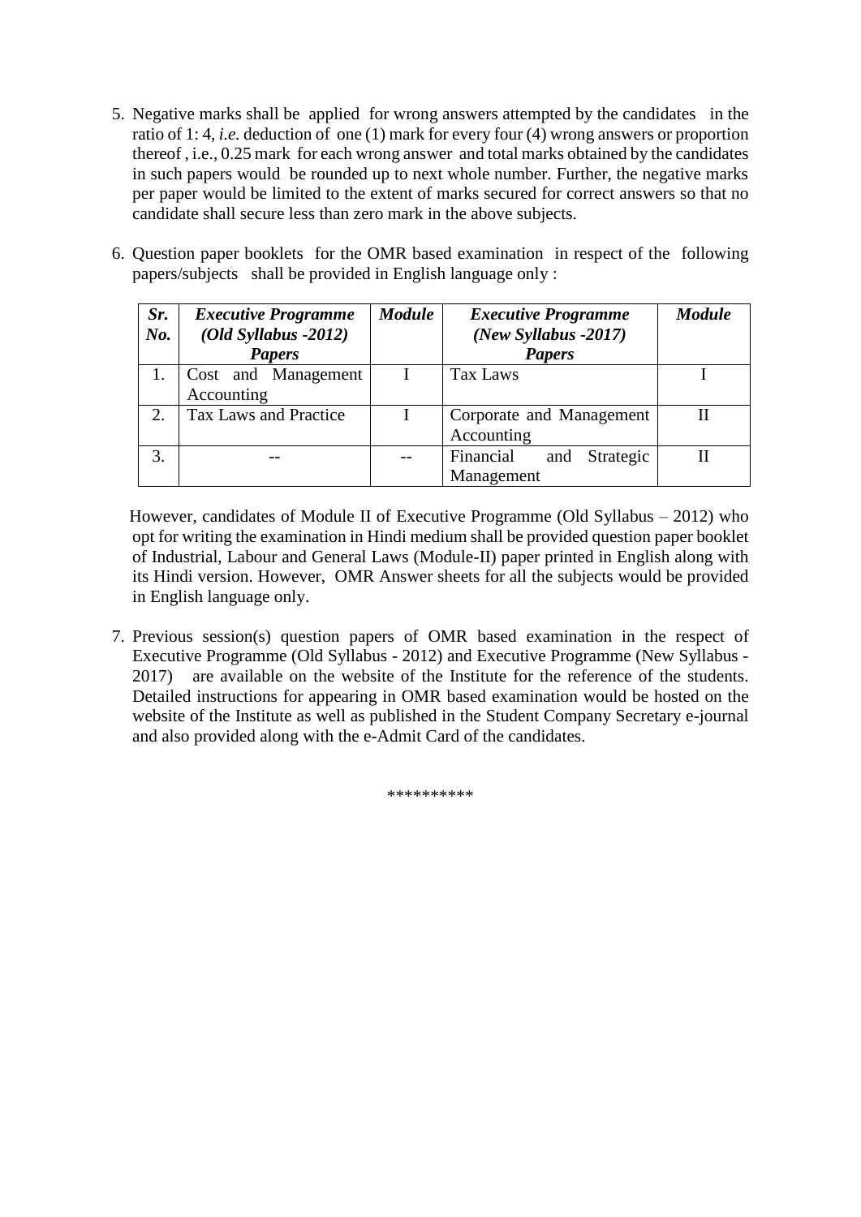5. Negative marks shall be applied for wrong answers attempted by the candidates in the ratio of 1: 4, *i.e.* deduction of one (1) mark for every four (4) wrong answers or proportion thereof , i.e., 0.25 mark for each wrong answer and total marks obtained by the candidates in such papers would be rounded up to next whole number. Further, the negative marks per paper would be limited to the extent of marks secured for correct answers so that no candidate shall secure less than zero mark in the above subjects.

6. Question paper booklets for the OMR based examination in respect of the following papers/subjects shall be provided in English language only :

| ***Sr. No.*** | ***Executive Programme (Old Syllabus -2012) Papers*** | ***Module*** | ***Executive Programme (New Syllabus -2017) Papers*** | ***Module*** |
|---|---|---|---|---|
| 1. | Cost and Management Accounting | I | Tax Laws | I |
| 2. | Tax Laws and Practice | I | Corporate and Management Accounting | II |
| 3. | -- | -- | Financial and Strategic Management | II |

However, candidates of Module II of Executive Programme (Old Syllabus – 2012) who opt for writing the examination in Hindi medium shall be provided question paper booklet of Industrial, Labour and General Laws (Module-II) paper printed in English along with its Hindi version. However, OMR Answer sheets for all the subjects would be provided in English language only.

7. Previous session(s) question papers of OMR based examination in the respect of Executive Programme (Old Syllabus - 2012) and Executive Programme (New Syllabus - 2017) are available on the website of the Institute for the reference of the students. Detailed instructions for appearing in OMR based examination would be hosted on the website of the Institute as well as published in the Student Company Secretary e-journal and also provided along with the e-Admit Card of the candidates.

**********